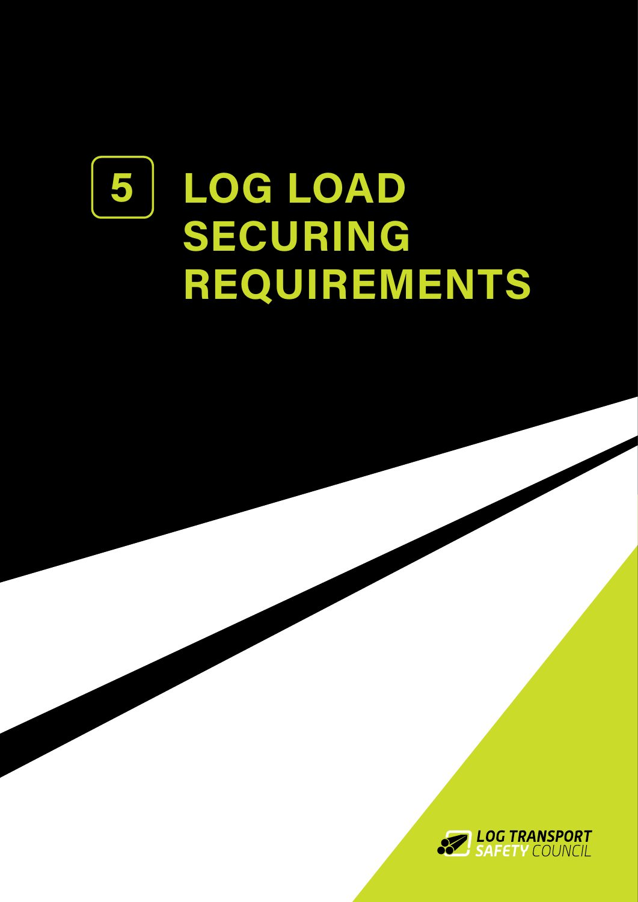# 5 LOG LOAD SECURING REQUIREMENTS

LOG TRANSPORT SAFETY COUNCIL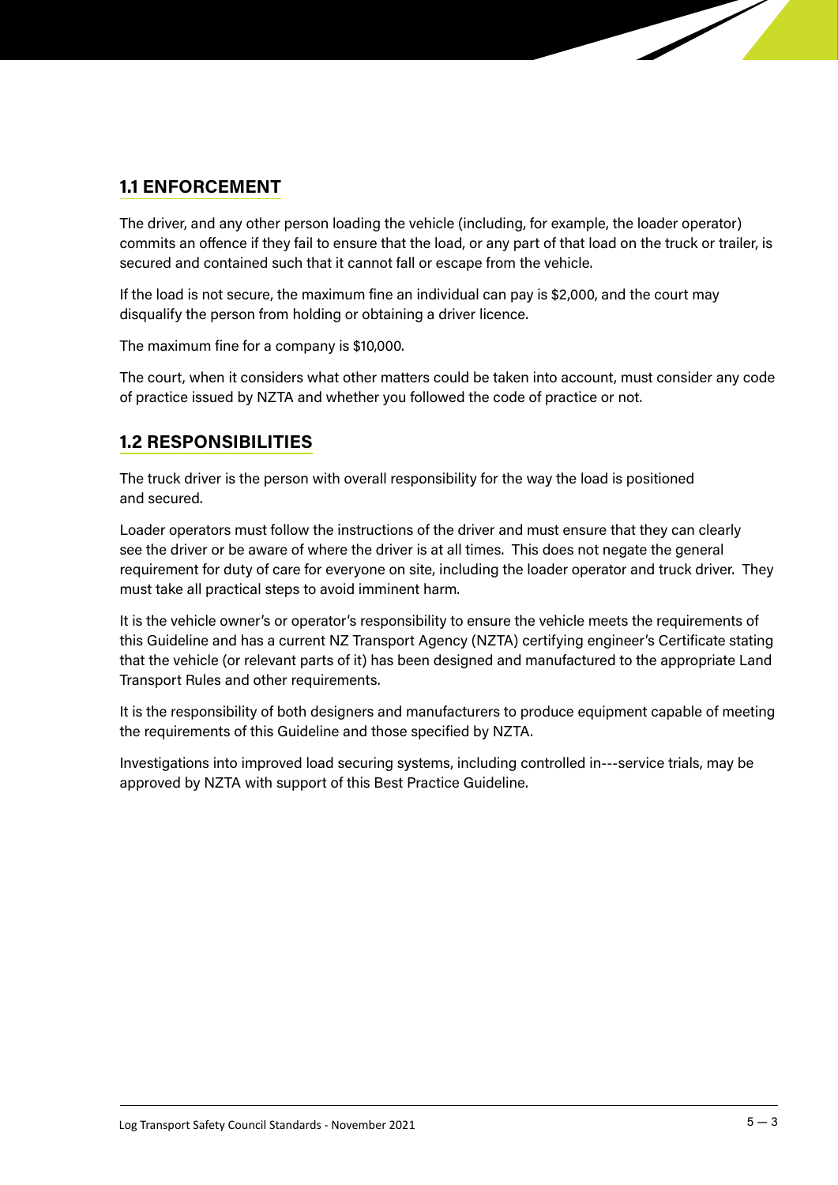## 1.1 ENFORCEMENT

The driver, and any other person loading the vehicle (including, for example, the loader operator) commits an offence if they fail to ensure that the load, or any part of that load on the truck or trailer, is secured and contained such that it cannot fall or escape from the vehicle.

If the load is not secure, the maximum fine an individual can pay is $2,000, and the court may disqualify the person from holding or obtaining a driver licence.

The maximum fine for a company is $10,000.

The court, when it considers what other matters could be taken into account, must consider any code of practice issued by NZTA and whether you followed the code of practice or not.

## 1.2 RESPONSIBILITIES

The truck driver is the person with overall responsibility for the way the load is positioned and secured.

Loader operators must follow the instructions of the driver and must ensure that they can clearly see the driver or be aware of where the driver is at all times. This does not negate the general requirement for duty of care for everyone on site, including the loader operator and truck driver. They must take all practical steps to avoid imminent harm.

It is the vehicle owner's or operator's responsibility to ensure the vehicle meets the requirements of this Guideline and has a current NZ Transport Agency (NZTA) certifying engineer's Certificate stating that the vehicle (or relevant parts of it) has been designed and manufactured to the appropriate Land Transport Rules and other requirements.

It is the responsibility of both designers and manufacturers to produce equipment capable of meeting the requirements of this Guideline and those specified by NZTA.

Investigations into improved load securing systems, including controlled in---service trials, may be approved by NZTA with support of this Best Practice Guideline.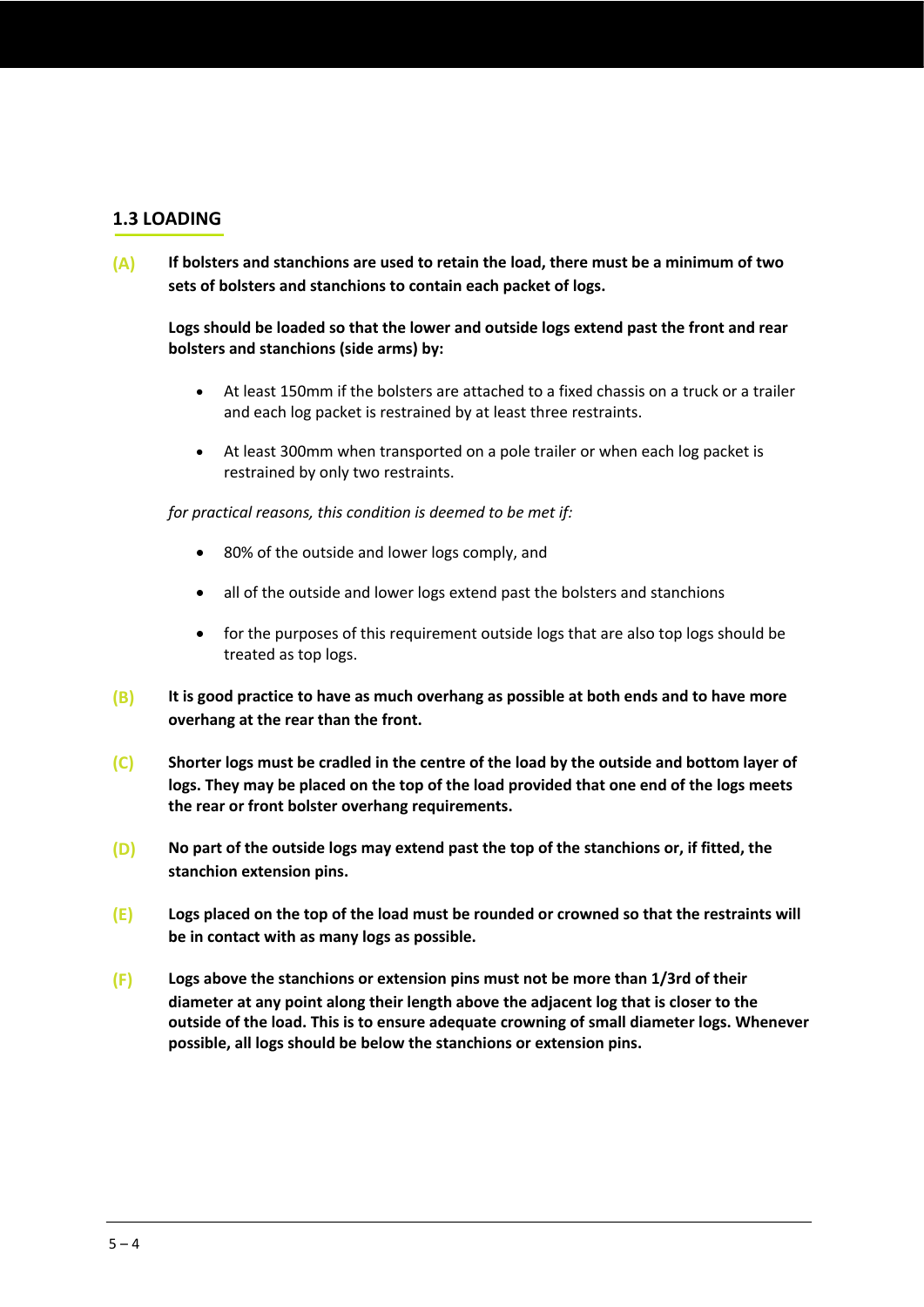## 1.3 LOADING

**(A)** **If bolsters and stanchions are used to retain the load, there must be a minimum of two sets of bolsters and stanchions to contain each packet of logs.**

**Logs should be loaded so that the lower and outside logs extend past the front and rear bolsters and stanchions (side arms) by:**

- At least 150mm if the bolsters are attached to a fixed chassis on a truck or a trailer and each log packet is restrained by at least three restraints.
- At least 300mm when transported on a pole trailer or when each log packet is restrained by only two restraints.

*for practical reasons, this condition is deemed to be met if:*

- 80% of the outside and lower logs comply, and
- all of the outside and lower logs extend past the bolsters and stanchions
- for the purposes of this requirement outside logs that are also top logs should be treated as top logs.

**(B)** **It is good practice to have as much overhang as possible at both ends and to have more overhang at the rear than the front.**

**(C)** **Shorter logs must be cradled in the centre of the load by the outside and bottom layer of logs. They may be placed on the top of the load provided that one end of the logs meets the rear or front bolster overhang requirements.**

**(D)** **No part of the outside logs may extend past the top of the stanchions or, if fitted, the stanchion extension pins.**

**(E)** **Logs placed on the top of the load must be rounded or crowned so that the restraints will be in contact with as many logs as possible.**

**(F)** **Logs above the stanchions or extension pins must not be more than 1/3rd of their diameter at any point along their length above the adjacent log that is closer to the outside of the load. This is to ensure adequate crowning of small diameter logs. Whenever possible, all logs should be below the stanchions or extension pins.**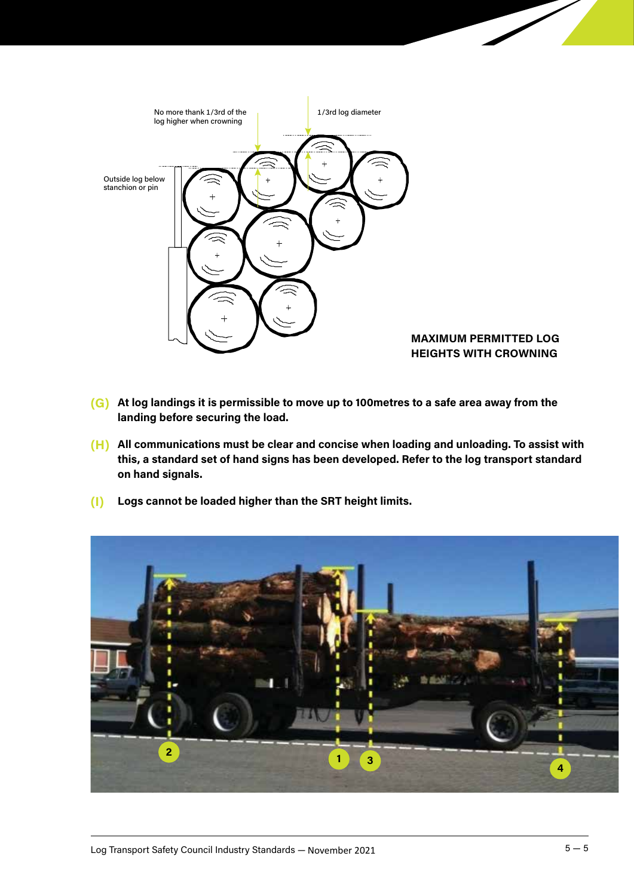No more thank 1/3rd of the log higher when crowning

1/3rd log diameter

Outside log below stanchion or pin

**MAXIMUM PERMITTED LOG HEIGHTS WITH CROWNING**

**(G)** **At log landings it is permissible to move up to 100metres to a safe area away from the landing before securing the load.**

**(H)** **All communications must be clear and concise when loading and unloading. To assist with this, a standard set of hand signs has been developed. Refer to the log transport standard on hand signals.**

**(I)** **Logs cannot be loaded higher than the SRT height limits.**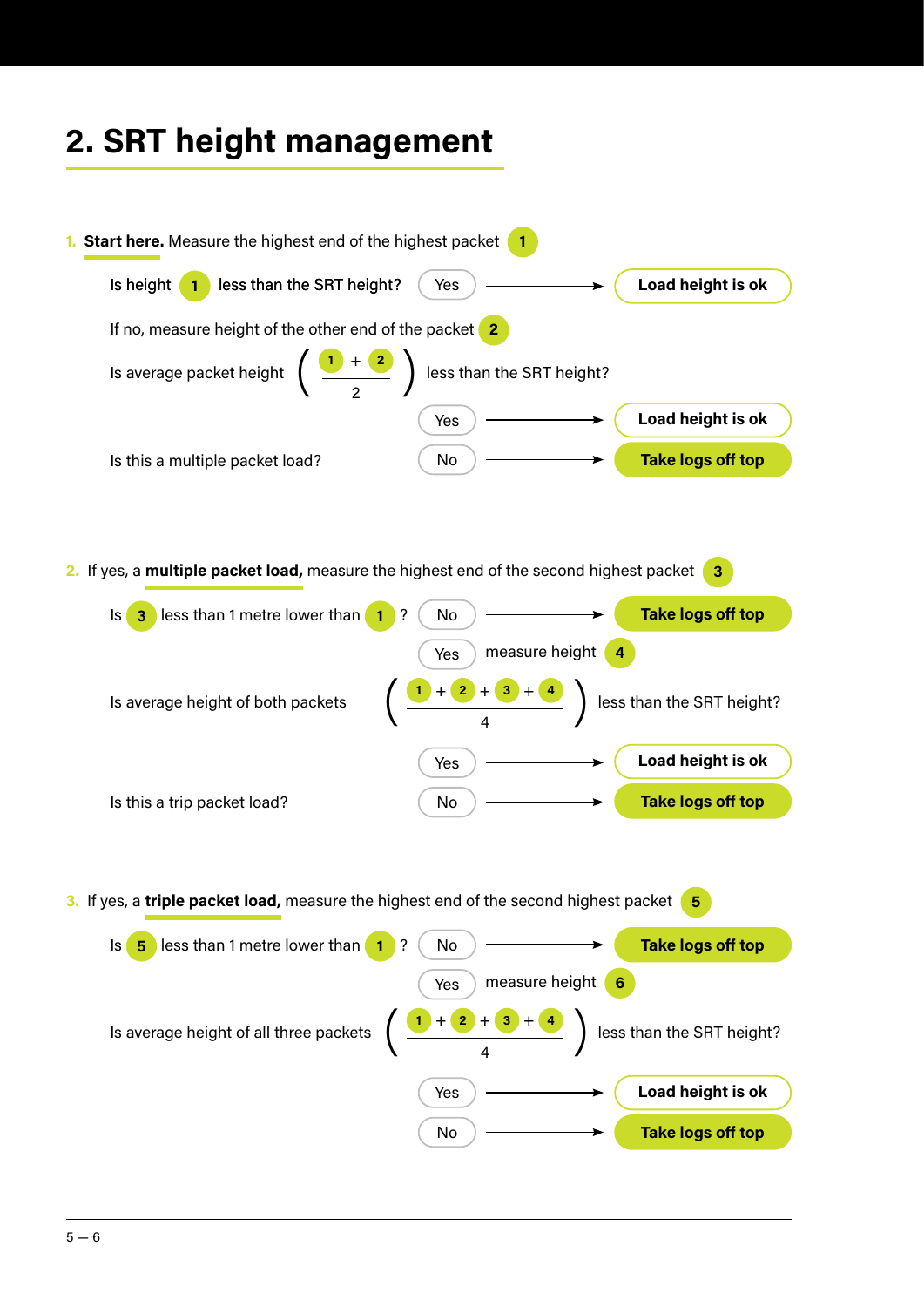## 2. SRT height management

1. **Start here.** Measure the highest end of the highest packet (1)

   Is height (1) less than the SRT height? Yes → **Load height is ok**

   If no, measure height of the other end of the packet (2)

   Is average packet height $\left( \frac{1 + 2}{2} \right)$ less than the SRT height?

   Yes → **Load height is ok**

   Is this a multiple packet load? No → **Take logs off top**

2. If yes, a **multiple packet load,** measure the highest end of the second highest packet (3)

   Is (3) less than 1 metre lower than (1) ? No → **Take logs off top**

   Yes measure height (4)

   Is average height of both packets $\left( \frac{1 + 2 + 3 + 4}{4} \right)$ less than the SRT height?

   Yes → **Load height is ok**

   Is this a trip packet load? No → **Take logs off top**

3. If yes, a **triple packet load,** measure the highest end of the second highest packet (5)

   Is (5) less than 1 metre lower than (1) ? No → **Take logs off top**

   Yes measure height (6)

   Is average height of all three packets $\left( \frac{1 + 2 + 3 + 4}{4} \right)$ less than the SRT height?

   Yes → **Load height is ok**

   No → **Take logs off top**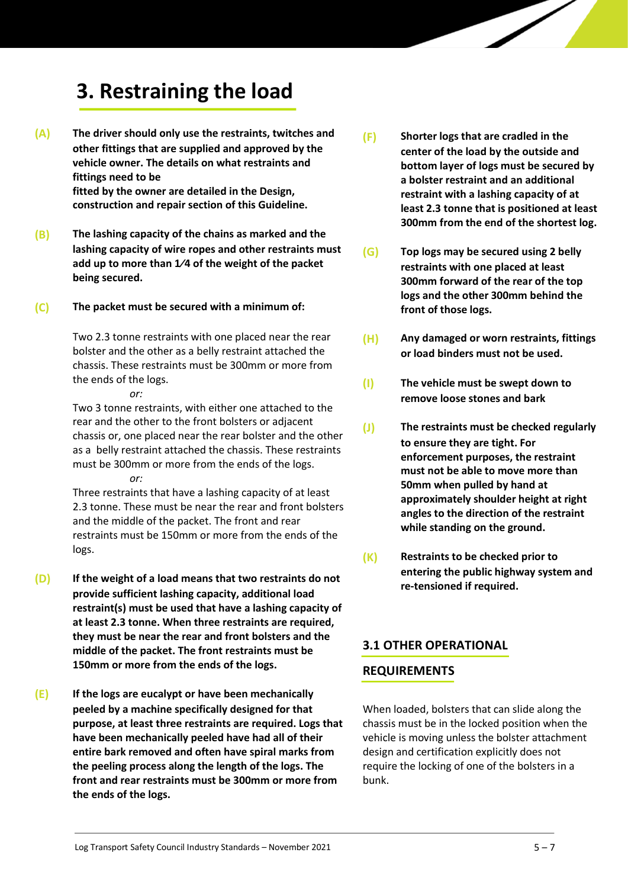# 3. Restraining the load

**(A)** **The driver should only use the restraints, twitches and other fittings that are supplied and approved by the vehicle owner. The details on what restraints and fittings need to be fitted by the owner are detailed in the Design, construction and repair section of this Guideline.**

**(B)** **The lashing capacity of the chains as marked and the lashing capacity of wire ropes and other restraints must add up to more than 1⁄4 of the weight of the packet being secured.**

**(C)** **The packet must be secured with a minimum of:**

Two 2.3 tonne restraints with one placed near the rear bolster and the other as a belly restraint attached the chassis. These restraints must be 300mm or more from the ends of the logs.

*or:*

Two 3 tonne restraints, with either one attached to the rear and the other to the front bolsters or adjacent chassis or, one placed near the rear bolster and the other as a belly restraint attached the chassis. These restraints must be 300mm or more from the ends of the logs.

*or:*

Three restraints that have a lashing capacity of at least 2.3 tonne. These must be near the rear and front bolsters and the middle of the packet. The front and rear restraints must be 150mm or more from the ends of the logs.

**(D)** **If the weight of a load means that two restraints do not provide sufficient lashing capacity, additional load restraint(s) must be used that have a lashing capacity of at least 2.3 tonne. When three restraints are required, they must be near the rear and front bolsters and the middle of the packet. The front restraints must be 150mm or more from the ends of the logs.**

**(E)** **If the logs are eucalypt or have been mechanically peeled by a machine specifically designed for that purpose, at least three restraints are required. Logs that have been mechanically peeled have had all of their entire bark removed and often have spiral marks from the peeling process along the length of the logs. The front and rear restraints must be 300mm or more from the ends of the logs.**

**(F)** **Shorter logs that are cradled in the center of the load by the outside and bottom layer of logs must be secured by a bolster restraint and an additional restraint with a lashing capacity of at least 2.3 tonne that is positioned at least 300mm from the end of the shortest log.**

**(G)** **Top logs may be secured using 2 belly restraints with one placed at least 300mm forward of the rear of the top logs and the other 300mm behind the front of those logs.**

**(H)** **Any damaged or worn restraints, fittings or load binders must not be used.**

**(I)** **The vehicle must be swept down to remove loose stones and bark**

**(J)** **The restraints must be checked regularly to ensure they are tight. For enforcement purposes, the restraint must not be able to move more than 50mm when pulled by hand at approximately shoulder height at right angles to the direction of the restraint while standing on the ground.**

**(K)** **Restraints to be checked prior to entering the public highway system and re-tensioned if required.**

## 3.1 OTHER OPERATIONAL REQUIREMENTS

When loaded, bolsters that can slide along the chassis must be in the locked position when the vehicle is moving unless the bolster attachment design and certification explicitly does not require the locking of one of the bolsters in a bunk.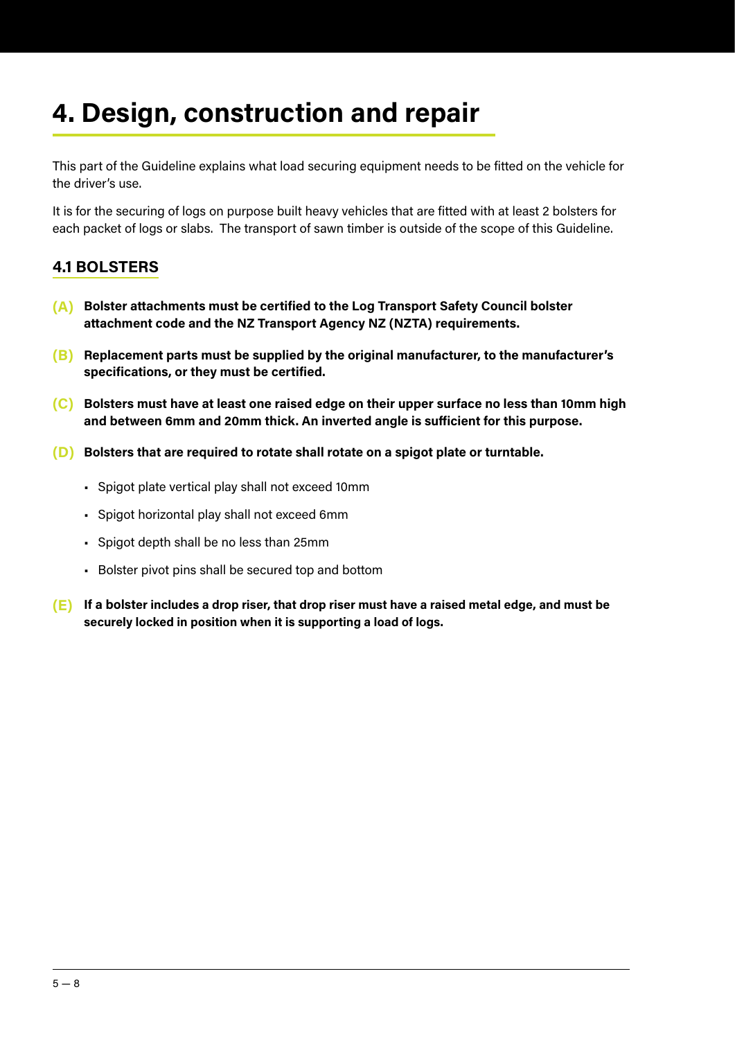# 4. Design, construction and repair

This part of the Guideline explains what load securing equipment needs to be fitted on the vehicle for the driver's use.

It is for the securing of logs on purpose built heavy vehicles that are fitted with at least 2 bolsters for each packet of logs or slabs. The transport of sawn timber is outside of the scope of this Guideline.

## 4.1 BOLSTERS

**(A)** **Bolster attachments must be certified to the Log Transport Safety Council bolster attachment code and the NZ Transport Agency NZ (NZTA) requirements.**

**(B)** **Replacement parts must be supplied by the original manufacturer, to the manufacturer's specifications, or they must be certified.**

**(C)** **Bolsters must have at least one raised edge on their upper surface no less than 10mm high and between 6mm and 20mm thick. An inverted angle is sufficient for this purpose.**

**(D)** **Bolsters that are required to rotate shall rotate on a spigot plate or turntable.**

- Spigot plate vertical play shall not exceed 10mm
- Spigot horizontal play shall not exceed 6mm
- Spigot depth shall be no less than 25mm
- Bolster pivot pins shall be secured top and bottom

**(E)** **If a bolster includes a drop riser, that drop riser must have a raised metal edge, and must be securely locked in position when it is supporting a load of logs.**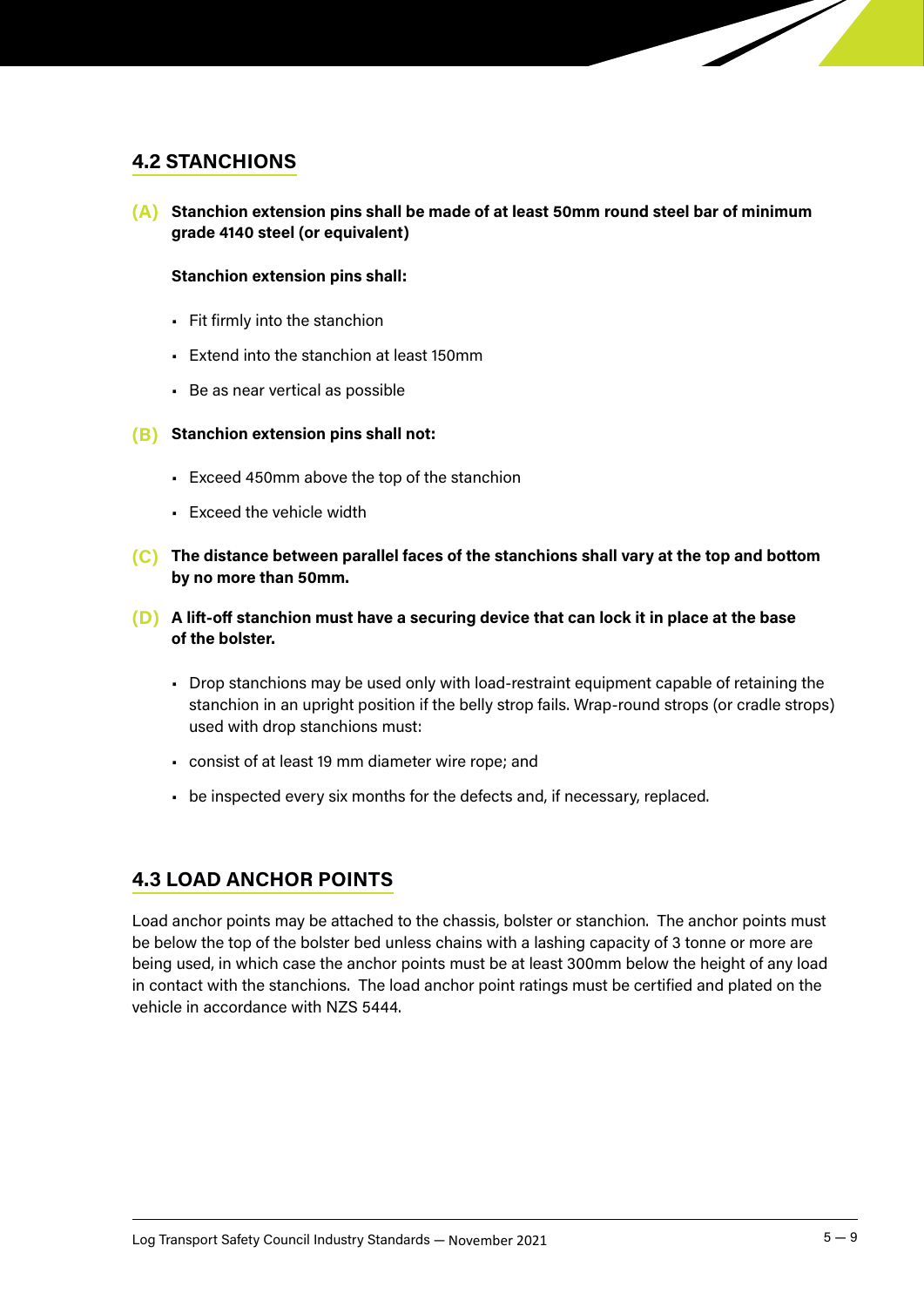## 4.2 STANCHIONS

**(A) Stanchion extension pins shall be made of at least 50mm round steel bar of minimum grade 4140 steel (or equivalent)**

**Stanchion extension pins shall:**

- Fit firmly into the stanchion
- Extend into the stanchion at least 150mm
- Be as near vertical as possible

**(B) Stanchion extension pins shall not:**

- Exceed 450mm above the top of the stanchion
- Exceed the vehicle width

**(C) The distance between parallel faces of the stanchions shall vary at the top and bottom by no more than 50mm.**

**(D) A lift-off stanchion must have a securing device that can lock it in place at the base of the bolster.**

- Drop stanchions may be used only with load-restraint equipment capable of retaining the stanchion in an upright position if the belly strop fails. Wrap-round strops (or cradle strops) used with drop stanchions must:
- consist of at least 19 mm diameter wire rope; and
- be inspected every six months for the defects and, if necessary, replaced.

## 4.3 LOAD ANCHOR POINTS

Load anchor points may be attached to the chassis, bolster or stanchion. The anchor points must be below the top of the bolster bed unless chains with a lashing capacity of 3 tonne or more are being used, in which case the anchor points must be at least 300mm below the height of any load in contact with the stanchions. The load anchor point ratings must be certified and plated on the vehicle in accordance with NZS 5444.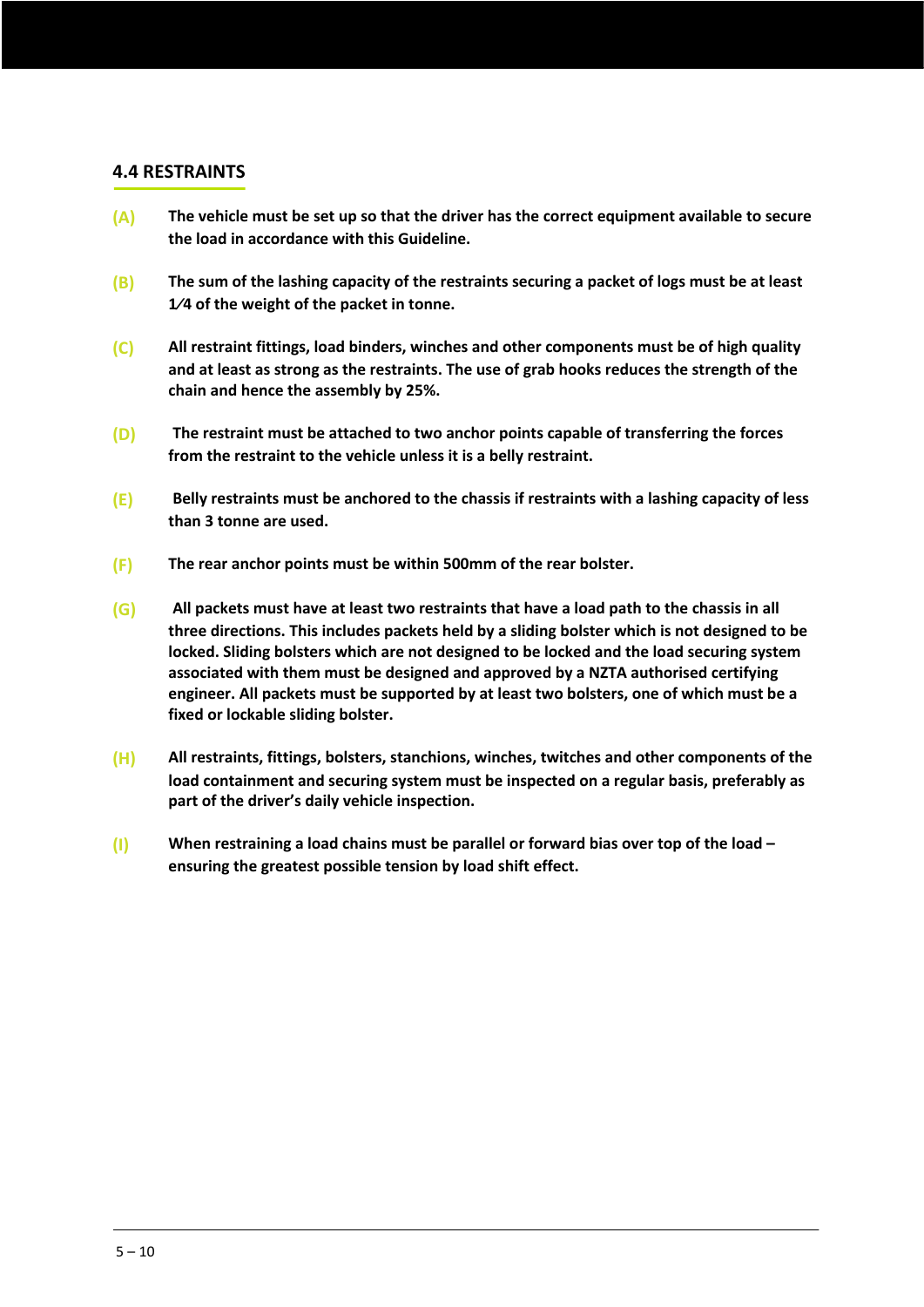## 4.4 RESTRAINTS

**(A)** **The vehicle must be set up so that the driver has the correct equipment available to secure the load in accordance with this Guideline.**

**(B)** **The sum of the lashing capacity of the restraints securing a packet of logs must be at least 1⁄4 of the weight of the packet in tonne.**

**(C)** **All restraint fittings, load binders, winches and other components must be of high quality and at least as strong as the restraints. The use of grab hooks reduces the strength of the chain and hence the assembly by 25%.**

**(D)** **The restraint must be attached to two anchor points capable of transferring the forces from the restraint to the vehicle unless it is a belly restraint.**

**(E)** **Belly restraints must be anchored to the chassis if restraints with a lashing capacity of less than 3 tonne are used.**

**(F)** **The rear anchor points must be within 500mm of the rear bolster.**

**(G)** **All packets must have at least two restraints that have a load path to the chassis in all three directions. This includes packets held by a sliding bolster which is not designed to be locked. Sliding bolsters which are not designed to be locked and the load securing system associated with them must be designed and approved by a NZTA authorised certifying engineer. All packets must be supported by at least two bolsters, one of which must be a fixed or lockable sliding bolster.**

**(H)** **All restraints, fittings, bolsters, stanchions, winches, twitches and other components of the load containment and securing system must be inspected on a regular basis, preferably as part of the driver's daily vehicle inspection.**

**(I)** **When restraining a load chains must be parallel or forward bias over top of the load – ensuring the greatest possible tension by load shift effect.**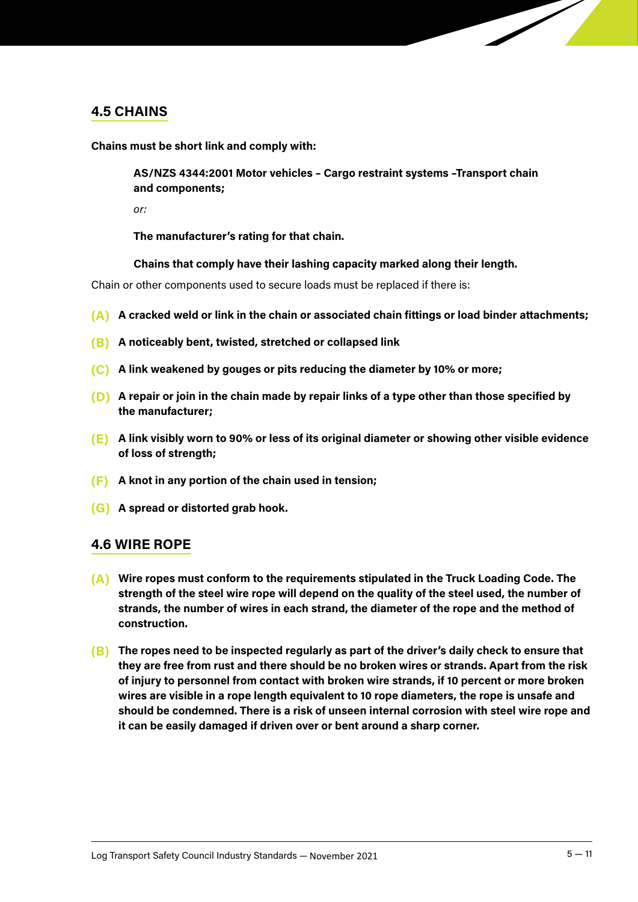## 4.5 CHAINS

**Chains must be short link and comply with:**

> **AS/NZS 4344:2001 Motor vehicles – Cargo restraint systems –Transport chain and components;**
>
> *or:*
>
> **The manufacturer's rating for that chain.**
>
> **Chains that comply have their lashing capacity marked along their length.**

Chain or other components used to secure loads must be replaced if there is:

**(A)** **A cracked weld or link in the chain or associated chain fittings or load binder attachments;**

**(B)** **A noticeably bent, twisted, stretched or collapsed link**

**(C)** **A link weakened by gouges or pits reducing the diameter by 10% or more;**

**(D)** **A repair or join in the chain made by repair links of a type other than those specified by the manufacturer;**

**(E)** **A link visibly worn to 90% or less of its original diameter or showing other visible evidence of loss of strength;**

**(F)** **A knot in any portion of the chain used in tension;**

**(G)** **A spread or distorted grab hook.**

## 4.6 WIRE ROPE

**(A)** **Wire ropes must conform to the requirements stipulated in the Truck Loading Code. The strength of the steel wire rope will depend on the quality of the steel used, the number of strands, the number of wires in each strand, the diameter of the rope and the method of construction.**

**(B)** **The ropes need to be inspected regularly as part of the driver's daily check to ensure that they are free from rust and there should be no broken wires or strands. Apart from the risk of injury to personnel from contact with broken wire strands, if 10 percent or more broken wires are visible in a rope length equivalent to 10 rope diameters, the rope is unsafe and should be condemned. There is a risk of unseen internal corrosion with steel wire rope and it can be easily damaged if driven over or bent around a sharp corner.**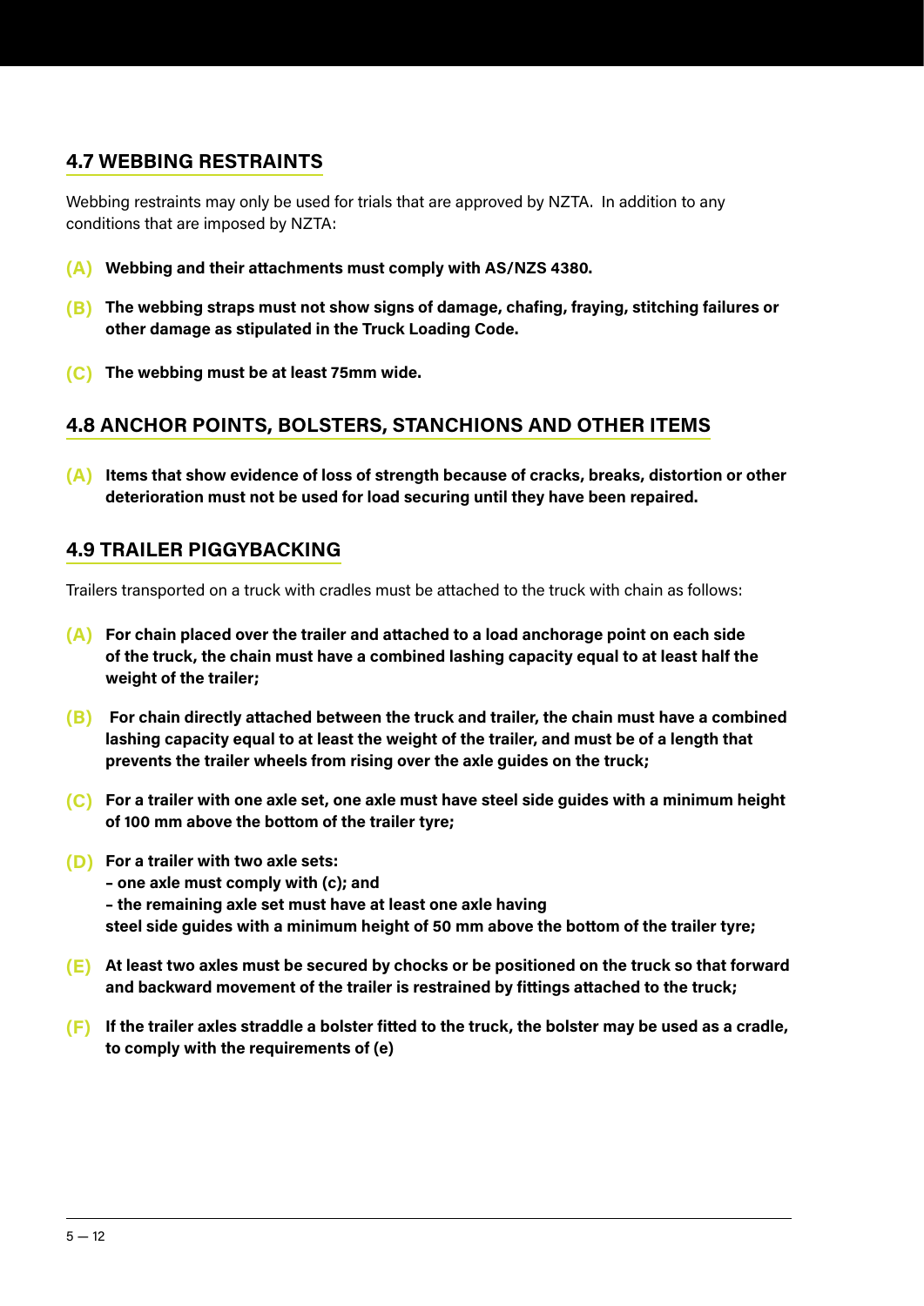## 4.7 WEBBING RESTRAINTS

Webbing restraints may only be used for trials that are approved by NZTA. In addition to any conditions that are imposed by NZTA:

**(A) Webbing and their attachments must comply with AS/NZS 4380.**

**(B) The webbing straps must not show signs of damage, chafing, fraying, stitching failures or other damage as stipulated in the Truck Loading Code.**

**(C) The webbing must be at least 75mm wide.**

## 4.8 ANCHOR POINTS, BOLSTERS, STANCHIONS AND OTHER ITEMS

**(A) Items that show evidence of loss of strength because of cracks, breaks, distortion or other deterioration must not be used for load securing until they have been repaired.**

## 4.9 TRAILER PIGGYBACKING

Trailers transported on a truck with cradles must be attached to the truck with chain as follows:

**(A) For chain placed over the trailer and attached to a load anchorage point on each side of the truck, the chain must have a combined lashing capacity equal to at least half the weight of the trailer;**

**(B) For chain directly attached between the truck and trailer, the chain must have a combined lashing capacity equal to at least the weight of the trailer, and must be of a length that prevents the trailer wheels from rising over the axle guides on the truck;**

**(C) For a trailer with one axle set, one axle must have steel side guides with a minimum height of 100 mm above the bottom of the trailer tyre;**

**(D) For a trailer with two axle sets:**
**– one axle must comply with (c); and**
**– the remaining axle set must have at least one axle having steel side guides with a minimum height of 50 mm above the bottom of the trailer tyre;**

**(E) At least two axles must be secured by chocks or be positioned on the truck so that forward and backward movement of the trailer is restrained by fittings attached to the truck;**

**(F) If the trailer axles straddle a bolster fitted to the truck, the bolster may be used as a cradle, to comply with the requirements of (e)**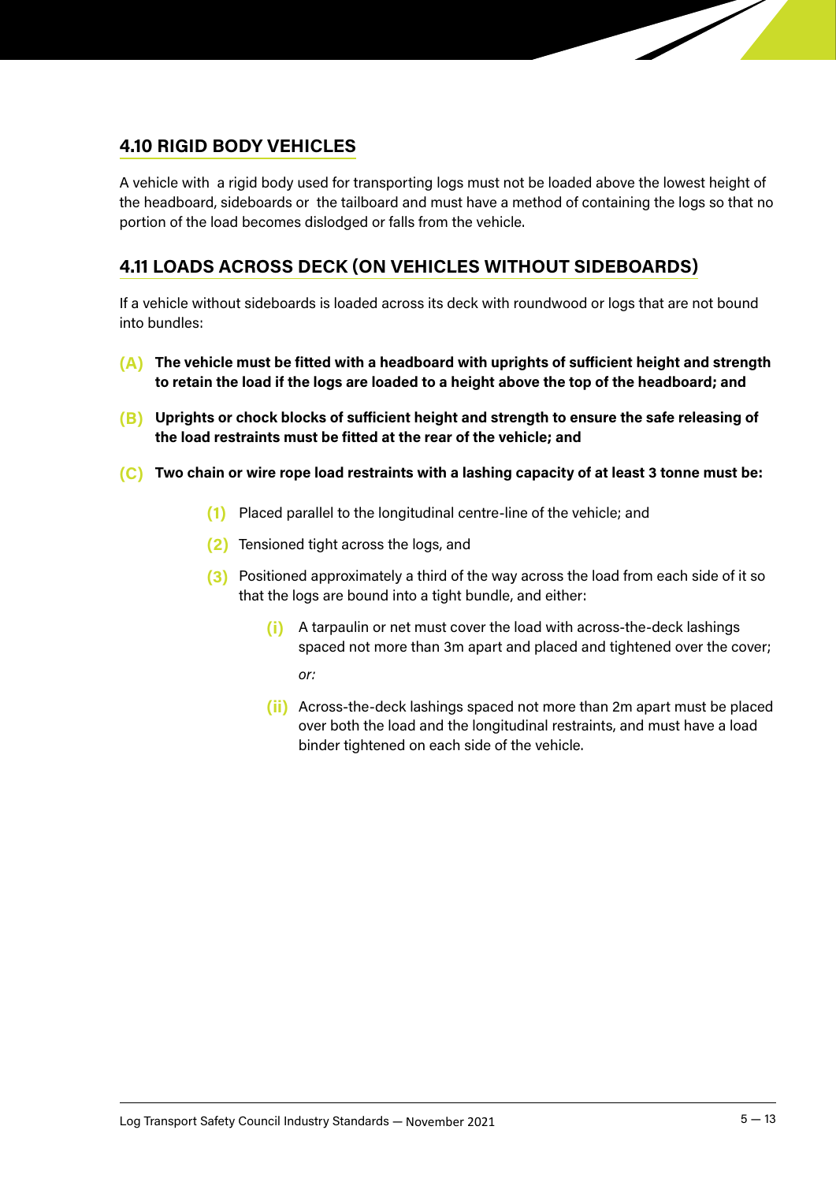## 4.10 RIGID BODY VEHICLES

A vehicle with  a rigid body used for transporting logs must not be loaded above the lowest height of the headboard, sideboards or  the tailboard and must have a method of containing the logs so that no portion of the load becomes dislodged or falls from the vehicle.

## 4.11 LOADS ACROSS DECK (ON VEHICLES WITHOUT SIDEBOARDS)

If a vehicle without sideboards is loaded across its deck with roundwood or logs that are not bound into bundles:

**(A)** **The vehicle must be fitted with a headboard with uprights of sufficient height and strength to retain the load if the logs are loaded to a height above the top of the headboard; and**

**(B)** **Uprights or chock blocks of sufficient height and strength to ensure the safe releasing of the load restraints must be fitted at the rear of the vehicle; and**

**(C)** **Two chain or wire rope load restraints with a lashing capacity of at least 3 tonne must be:**

- **(1)** Placed parallel to the longitudinal centre-line of the vehicle; and
- **(2)** Tensioned tight across the logs, and
- **(3)** Positioned approximately a third of the way across the load from each side of it so that the logs are bound into a tight bundle, and either:
  - **(i)** A tarpaulin or net must cover the load with across-the-deck lashings spaced not more than 3m apart and placed and tightened over the cover;

    *or:*
  - **(ii)** Across-the-deck lashings spaced not more than 2m apart must be placed over both the load and the longitudinal restraints, and must have a load binder tightened on each side of the vehicle.